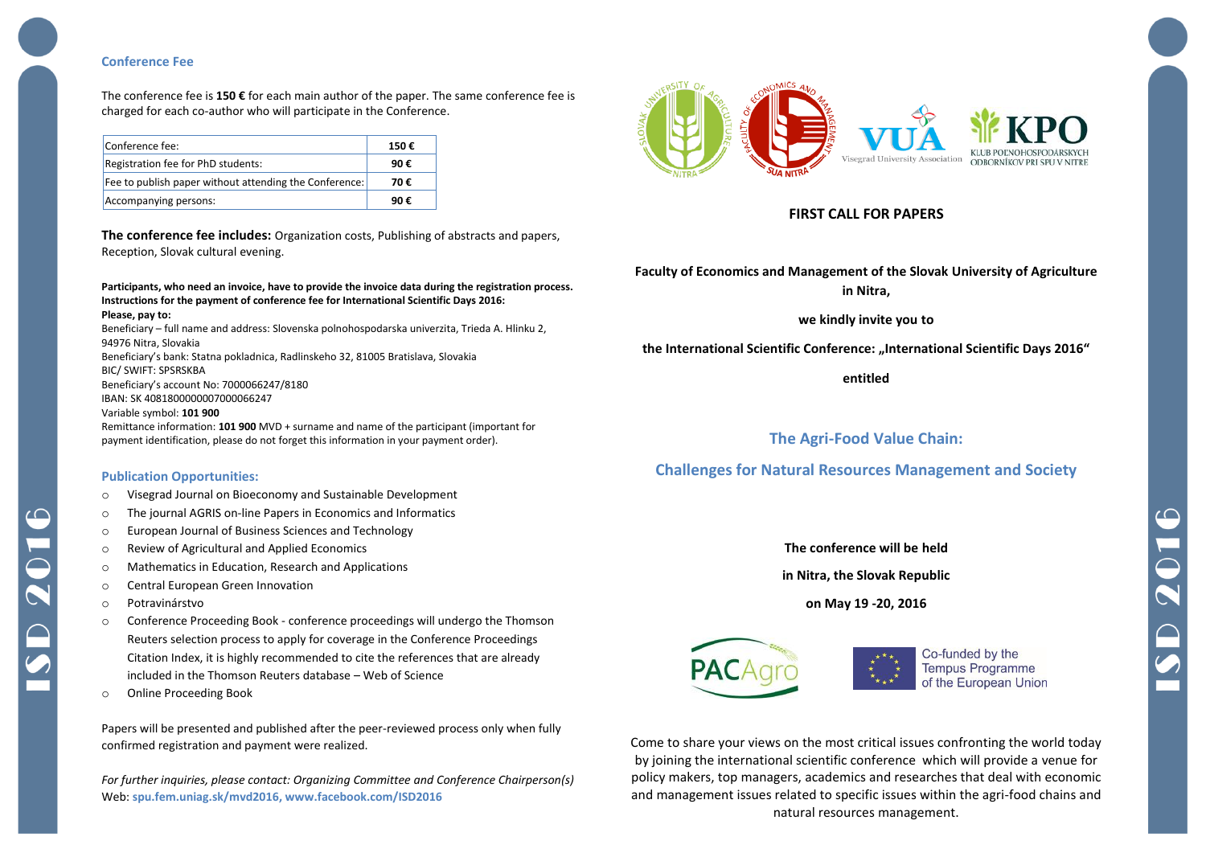## Conference Fee

The conference fee is **150 €** for each main author of the paper. The same conference fee is charged for each co-author who will participate in the Conference.

| Conference fee: | 150 € |
|---|---|
| Registration fee for PhD students: | 90 € |
| Fee to publish paper without attending the Conference: | 70 € |
| Accompanying persons: | 90 € |

**The conference fee includes:** Organization costs, Publishing of abstracts and papers, Reception, Slovak cultural evening.

**Participants, who need an invoice, have to provide the invoice data during the registration process.**
**Instructions for the payment of conference fee for International Scientific Days 2016:**
**Please, pay to:**
Beneficiary – full name and address: Slovenska polnohospodarska univerzita, Trieda A. Hlinku 2, 94976 Nitra, Slovakia
Beneficiary's bank: Statna pokladnica, Radlinskeho 32, 81005 Bratislava, Slovakia
BIC/ SWIFT: SPSRSKBA
Beneficiary's account No: 7000066247/8180
IBAN: SK 4081800000007000066247
Variable symbol: **101 900**
Remittance information: **101 900** MVD + surname and name of the participant (important for payment identification, please do not forget this information in your payment order).

## Publication Opportunities:

- Visegrad Journal on Bioeconomy and Sustainable Development
- The journal AGRIS on-line Papers in Economics and Informatics
- European Journal of Business Sciences and Technology
- Review of Agricultural and Applied Economics
- Mathematics in Education, Research and Applications
- Central European Green Innovation
- Potravinárstvo
- Conference Proceeding Book - conference proceedings will undergo the Thomson Reuters selection process to apply for coverage in the Conference Proceedings Citation Index, it is highly recommended to cite the references that are already included in the Thomson Reuters database – Web of Science
- Online Proceeding Book

Papers will be presented and published after the peer-reviewed process only when fully confirmed registration and payment were realized.

*For further inquiries, please contact: Organizing Committee and Conference Chairperson(s)*
Web: **spu.fem.uniag.sk/mvd2016, www.facebook.com/ISD2016**

**FIRST CALL FOR PAPERS**

**Faculty of Economics and Management of the Slovak University of Agriculture in Nitra,**

**we kindly invite you to**

**the International Scientific Conference: „International Scientific Days 2016"**

**entitled**

## The Agri-Food Value Chain:

## Challenges for Natural Resources Management and Society

**The conference will be held**

**in Nitra, the Slovak Republic**

**on May 19 -20, 2016**

Co-funded by the Tempus Programme of the European Union

Come to share your views on the most critical issues confronting the world today by joining the international scientific conference which will provide a venue for policy makers, top managers, academics and researches that deal with economic and management issues related to specific issues within the agri-food chains and natural resources management.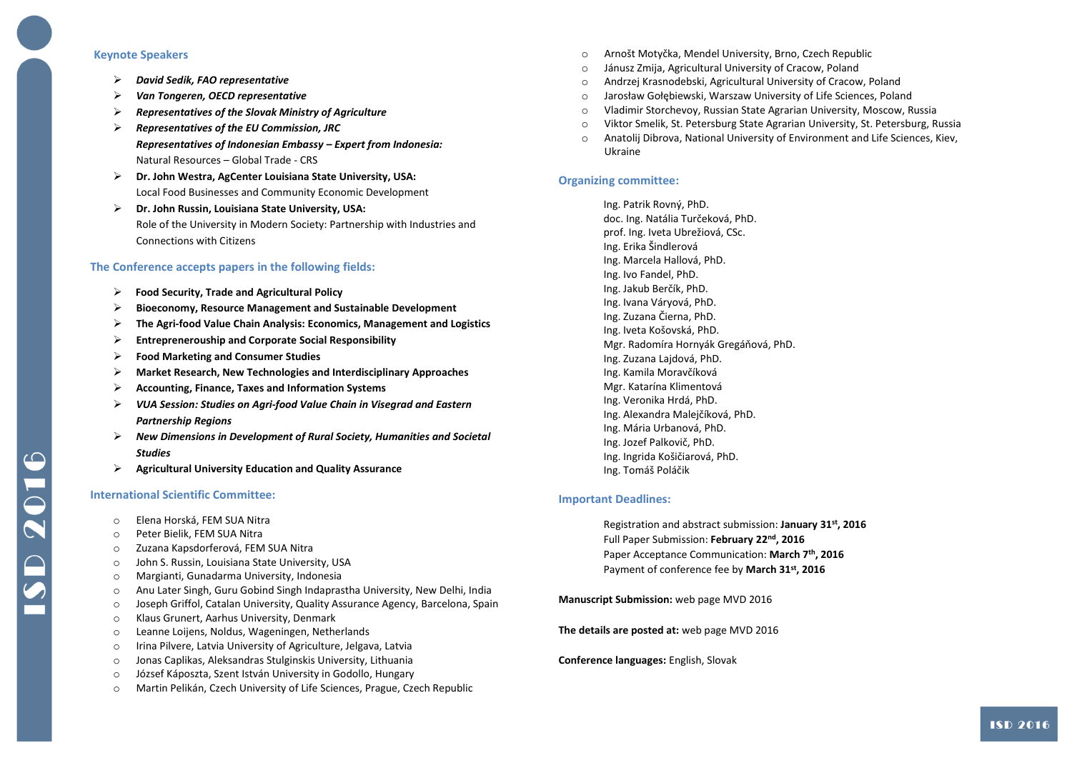## Keynote Speakers

- ***David Sedik, FAO representative***
- ***Van Tongeren, OECD representative***
- ***Representatives of the Slovak Ministry of Agriculture***
- ***Representatives of the EU Commission, JRC***
  ***Representatives of Indonesian Embassy – Expert from Indonesia:***
  Natural Resources – Global Trade - CRS
- **Dr. John Westra, AgCenter Louisiana State University, USA:**
  Local Food Businesses and Community Economic Development
- **Dr. John Russin, Louisiana State University, USA:**
  Role of the University in Modern Society: Partnership with Industries and Connections with Citizens

## The Conference accepts papers in the following fields:

- **Food Security, Trade and Agricultural Policy**
- **Bioeconomy, Resource Management and Sustainable Development**
- **The Agri-food Value Chain Analysis: Economics, Management and Logistics**
- **Entrepreneurship and Corporate Social Responsibility**
- **Food Marketing and Consumer Studies**
- **Market Research, New Technologies and Interdisciplinary Approaches**
- **Accounting, Finance, Taxes and Information Systems**
- ***VUA Session: Studies on Agri-food Value Chain in Visegrad and Eastern Partnership Regions***
- ***New Dimensions in Development of Rural Society, Humanities and Societal Studies***
- **Agricultural University Education and Quality Assurance**

## International Scientific Committee:

- Elena Horská, FEM SUA Nitra
- Peter Bielik, FEM SUA Nitra
- Zuzana Kapsdorferová, FEM SUA Nitra
- John S. Russin, Louisiana State University, USA
- Margianti, Gunadarma University, Indonesia
- Anu Later Singh, Guru Gobind Singh Indaprastha University, New Delhi, India
- Joseph Griffol, Catalan University, Quality Assurance Agency, Barcelona, Spain
- Klaus Grunert, Aarhus University, Denmark
- Leanne Loijens, Noldus, Wageningen, Netherlands
- Irina Pilvere, Latvia University of Agriculture, Jelgava, Latvia
- Jonas Caplikas, Aleksandras Stulginskis University, Lithuania
- József Káposzta, Szent István University in Godollo, Hungary
- Martin Pelikán, Czech University of Life Sciences, Prague, Czech Republic
- Arnošt Motyčka, Mendel University, Brno, Czech Republic
- Jánusz Zmija, Agricultural University of Cracow, Poland
- Andrzej Krasnodebski, Agricultural University of Cracow, Poland
- Jarosław Gołębiewski, Warszaw University of Life Sciences, Poland
- Vladimir Storchevoy, Russian State Agrarian University, Moscow, Russia
- Viktor Smelik, St. Petersburg State Agrarian University, St. Petersburg, Russia
- Anatolij Dibrova, National University of Environment and Life Sciences, Kiev, Ukraine

## Organizing committee:

Ing. Patrik Rovný, PhD.
doc. Ing. Natália Turčeková, PhD.
prof. Ing. Iveta Ubrežiová, CSc.
Ing. Erika Šindlerová
Ing. Marcela Hallová, PhD.
Ing. Ivo Fandel, PhD.
Ing. Jakub Berčík, PhD.
Ing. Ivana Váryová, PhD.
Ing. Zuzana Čierna, PhD.
Ing. Iveta Košovská, PhD.
Mgr. Radomíra Hornyák Gregáňová, PhD.
Ing. Zuzana Lajdová, PhD.
Ing. Kamila Moravčíková
Mgr. Katarína Klimentová
Ing. Veronika Hrdá, PhD.
Ing. Alexandra Malejčíková, PhD.
Ing. Mária Urbanová, PhD.
Ing. Jozef Palkovič, PhD.
Ing. Ingrida Košičiarová, PhD.
Ing. Tomáš Poláčik

## Important Deadlines:

Registration and abstract submission: **January 31st, 2016**
Full Paper Submission: **February 22nd, 2016**
Paper Acceptance Communication: **March 7th, 2016**
Payment of conference fee by **March 31st, 2016**

**Manuscript Submission:** web page MVD 2016

**The details are posted at:** web page MVD 2016

**Conference languages:** English, Slovak